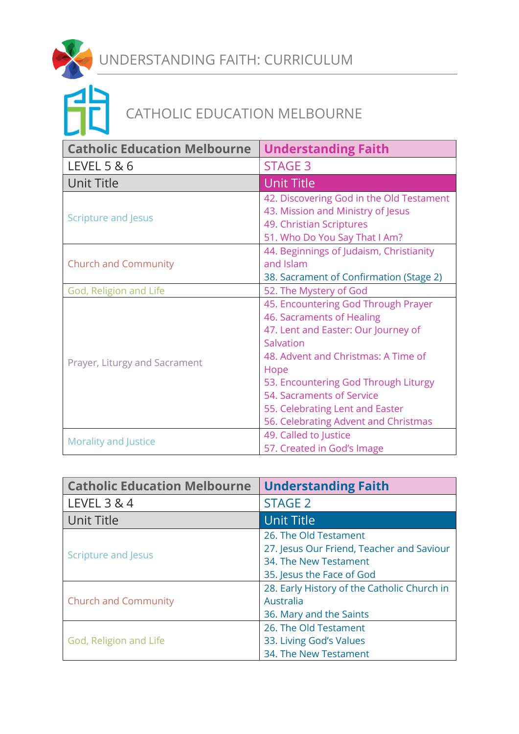# UNDERSTANDING FAITH: CURRICULUM

## CATHOLIC EDUCATION MELBOURNE

| Catholic Education Melbourne | Understanding Faith |
|---|---|
| LEVEL 5 & 6 | STAGE 3 |
| Unit Title | Unit Title |
| Scripture and Jesus | 42. Discovering God in the Old Testament<br>43. Mission and Ministry of Jesus<br>49. Christian Scriptures<br>51. Who Do You Say That I Am? |
| Church and Community | 44. Beginnings of Judaism, Christianity and Islam<br>38. Sacrament of Confirmation (Stage 2) |
| God, Religion and Life | 52. The Mystery of God |
| Prayer, Liturgy and Sacrament | 45. Encountering God Through Prayer<br>46. Sacraments of Healing<br>47. Lent and Easter: Our Journey of Salvation<br>48. Advent and Christmas: A Time of Hope<br>53. Encountering God Through Liturgy<br>54. Sacraments of Service<br>55. Celebrating Lent and Easter<br>56. Celebrating Advent and Christmas |
| Morality and Justice | 49. Called to Justice<br>57. Created in God's Image |

| Catholic Education Melbourne | Understanding Faith |
|---|---|
| LEVEL 3 & 4 | STAGE 2 |
| Unit Title | Unit Title |
| Scripture and Jesus | 26. The Old Testament<br>27. Jesus Our Friend, Teacher and Saviour<br>34. The New Testament<br>35. Jesus the Face of God |
| Church and Community | 28. Early History of the Catholic Church in Australia<br>36. Mary and the Saints |
| God, Religion and Life | 26. The Old Testament<br>33. Living God's Values<br>34. The New Testament |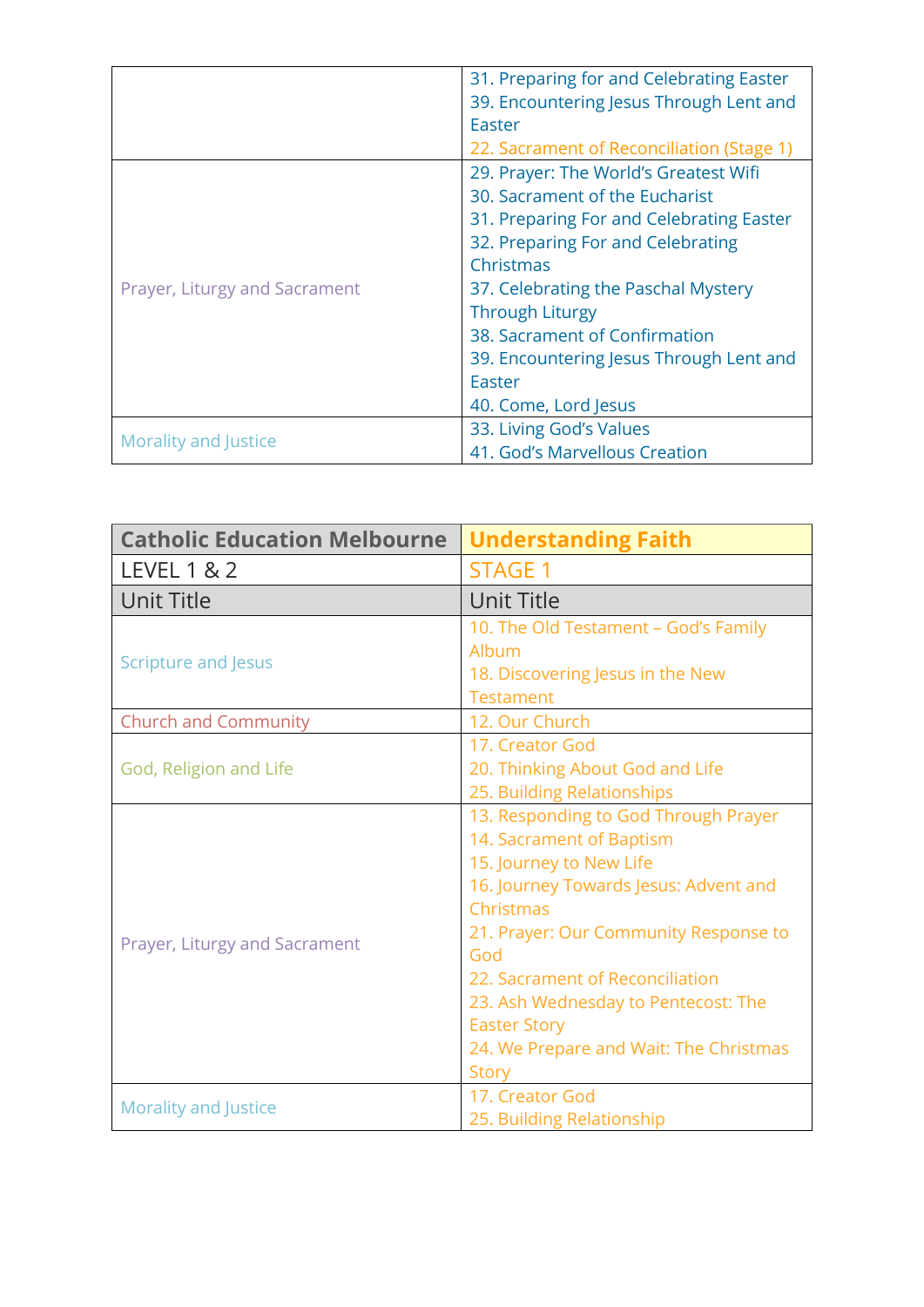| | |
|---|---|
| | 31. Preparing for and Celebrating Easter<br>39. Encountering Jesus Through Lent and Easter<br>22. Sacrament of Reconciliation (Stage 1) |
| Prayer, Liturgy and Sacrament | 29. Prayer: The World's Greatest Wifi<br>30. Sacrament of the Eucharist<br>31. Preparing For and Celebrating Easter<br>32. Preparing For and Celebrating Christmas<br>37. Celebrating the Paschal Mystery Through Liturgy<br>38. Sacrament of Confirmation<br>39. Encountering Jesus Through Lent and Easter<br>40. Come, Lord Jesus |
| Morality and Justice | 33. Living God's Values<br>41. God's Marvellous Creation |

| Catholic Education Melbourne | Understanding Faith |
|---|---|
| LEVEL 1 & 2 | STAGE 1 |
| Unit Title | Unit Title |
| Scripture and Jesus | 10. The Old Testament – God's Family Album<br>18. Discovering Jesus in the New Testament |
| Church and Community | 12. Our Church |
| God, Religion and Life | 17. Creator God<br>20. Thinking About God and Life<br>25. Building Relationships |
| Prayer, Liturgy and Sacrament | 13. Responding to God Through Prayer<br>14. Sacrament of Baptism<br>15. Journey to New Life<br>16. Journey Towards Jesus: Advent and Christmas<br>21. Prayer: Our Community Response to God<br>22. Sacrament of Reconciliation<br>23. Ash Wednesday to Pentecost: The Easter Story<br>24. We Prepare and Wait: The Christmas Story |
| Morality and Justice | 17. Creator God<br>25. Building Relationship |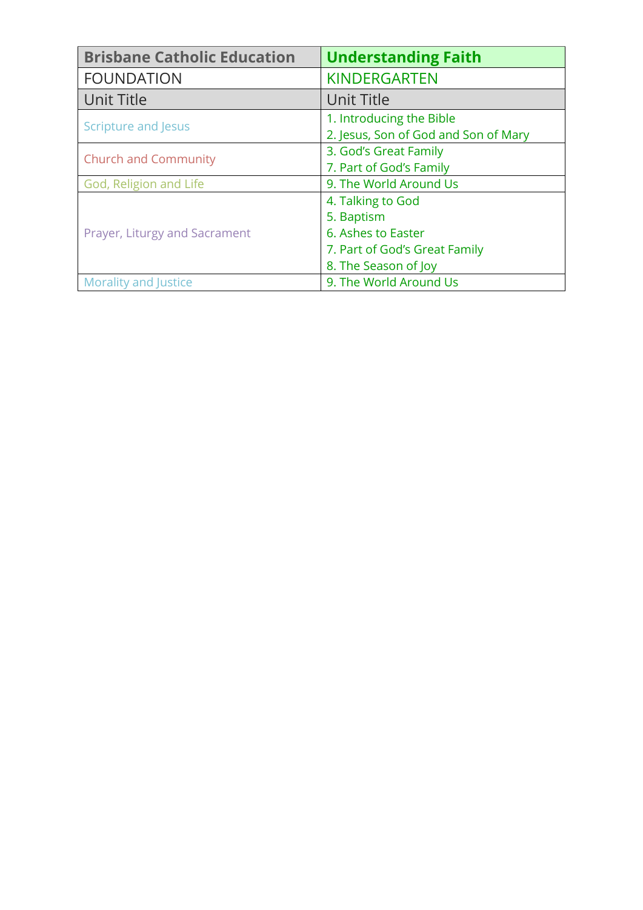| Brisbane Catholic Education | Understanding Faith |
|---|---|
| FOUNDATION | KINDERGARTEN |
| Unit Title | Unit Title |
| Scripture and Jesus | 1. Introducing the Bible<br>2. Jesus, Son of God and Son of Mary |
| Church and Community | 3. God's Great Family<br>7. Part of God's Family |
| God, Religion and Life | 9. The World Around Us |
| Prayer, Liturgy and Sacrament | 4. Talking to God<br>5. Baptism<br>6. Ashes to Easter<br>7. Part of God's Great Family<br>8. The Season of Joy |
| Morality and Justice | 9. The World Around Us |